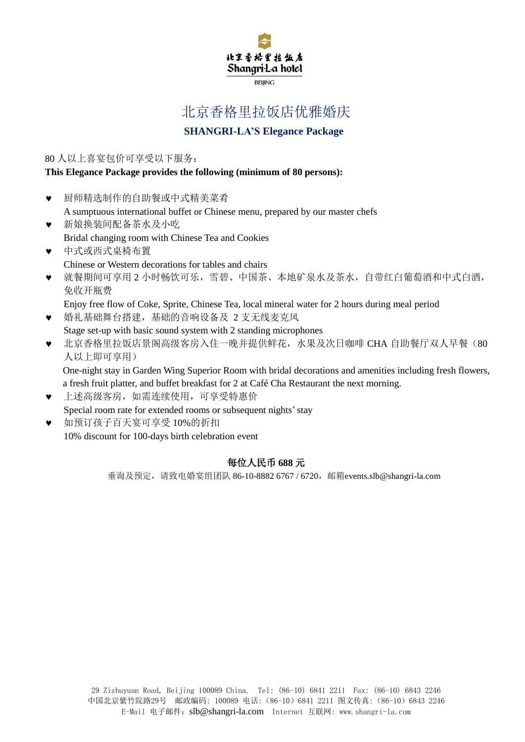北京香格里拉饭店

Shangri-La hotel

BEIJING

# 北京香格里拉饭店优雅婚庆

## SHANGRI-LA'S Elegance Package

80 人以上喜宴包价可享受以下服务：

**This Elegance Package provides the following (minimum of 80 persons):**

- 厨师精选制作的自助餐或中式精美菜肴
  A sumptuous international buffet or Chinese menu, prepared by our master chefs
- 新娘换装间配备茶水及小吃
  Bridal changing room with Chinese Tea and Cookies
- 中式或西式桌椅布置
  Chinese or Western decorations for tables and chairs
- 就餐期间可享用 2 小时畅饮可乐，雪碧、中国茶、本地矿泉水及茶水，自带红白葡萄酒和中式白酒，免收开瓶费
  Enjoy free flow of Coke, Sprite, Chinese Tea, local mineral water for 2 hours during meal period
- 婚礼基础舞台搭建，基础的音响设备及 2 支无线麦克风
  Stage set-up with basic sound system with 2 standing microphones
- 北京香格里拉饭店景阁高级客房入住一晚并提供鲜花，水果及次日咖啡 CHA 自助餐厅双人早餐（80 人以上即可享用）
  One-night stay in Garden Wing Superior Room with bridal decorations and amenities including fresh flowers, a fresh fruit platter, and buffet breakfast for 2 at Café Cha Restaurant the next morning.
- 上述高级客房，如需连续使用，可享受特惠价
  Special room rate for extended rooms or subsequent nights' stay
- 如预订孩子百天宴可享受 10%的折扣
  10% discount for 100-days birth celebration event

**每位人民币 688 元**

垂询及预定，请致电婚宴组团队 86-10-8882 6767 / 6720，邮箱events.slb@shangri-la.com

29 Zizhuyuan Road, Beijing 100089 China. Tel: (86-10) 6841 2211 Fax: (86-10) 6843 2246
中国北京紫竹院路29号 邮政编码: 100089 电话:（86-10）6841 2211 图文传真:（86-10）6843 2246
E-Mail 电子邮件：slb@shangri-la.com Internet 互联网: www.shangri-la.com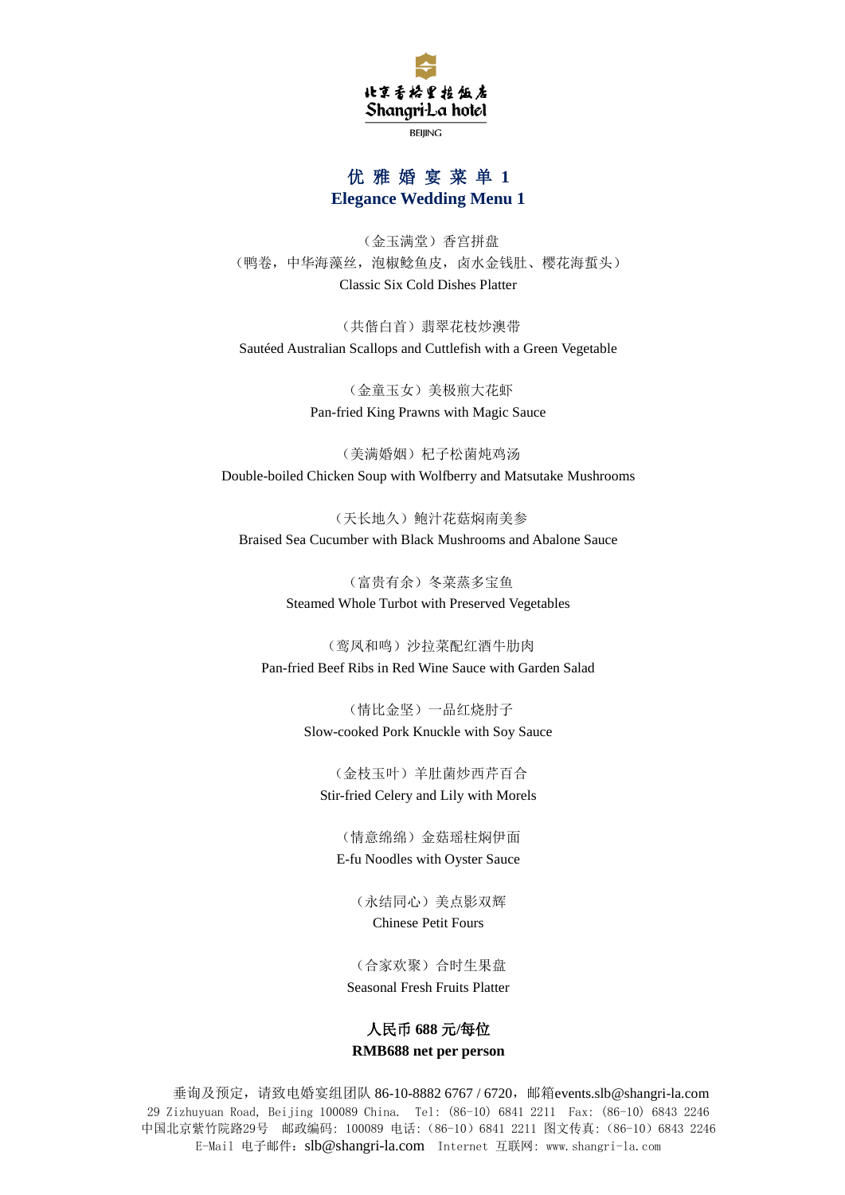北京香格里拉饭店
Shangri-La hotel
BEIJING

## 优 雅 婚 宴 菜 单 1
## Elegance Wedding Menu 1

（金玉满堂）香宫拼盘
（鸭卷，中华海藻丝，泡椒鲶鱼皮，卤水金钱肚、樱花海蜇头）
Classic Six Cold Dishes Platter

（共偕白首）翡翠花枝炒澳带
Sautéed Australian Scallops and Cuttlefish with a Green Vegetable

（金童玉女）美极煎大花虾
Pan-fried King Prawns with Magic Sauce

（美满婚姻）杞子松菌炖鸡汤
Double-boiled Chicken Soup with Wolfberry and Matsutake Mushrooms

（天长地久）鲍汁花菇焖南美参
Braised Sea Cucumber with Black Mushrooms and Abalone Sauce

（富贵有余）冬菜蒸多宝鱼
Steamed Whole Turbot with Preserved Vegetables

（鸾凤和鸣）沙拉菜配红酒牛肋肉
Pan-fried Beef Ribs in Red Wine Sauce with Garden Salad

（情比金坚）一品红烧肘子
Slow-cooked Pork Knuckle with Soy Sauce

（金枝玉叶）羊肚菌炒西芹百合
Stir-fried Celery and Lily with Morels

（情意绵绵）金菇瑶柱焖伊面
E-fu Noodles with Oyster Sauce

（永结同心）美点影双辉
Chinese Petit Fours

（合家欢聚）合时生果盘
Seasonal Fresh Fruits Platter

**人民币 688 元/每位**
**RMB688 net per person**

垂询及预定，请致电婚宴组团队 86-10-8882 6767 / 6720，邮箱events.slb@shangri-la.com
29 Zizhuyuan Road, Beijing 100089 China. Tel: (86-10) 6841 2211 Fax: (86-10) 6843 2246
中国北京紫竹院路29号 邮政编码: 100089 电话:（86-10）6841 2211 图文传真:（86-10）6843 2246
E-Mail 电子邮件：slb@shangri-la.com Internet 互联网: www.shangri-la.com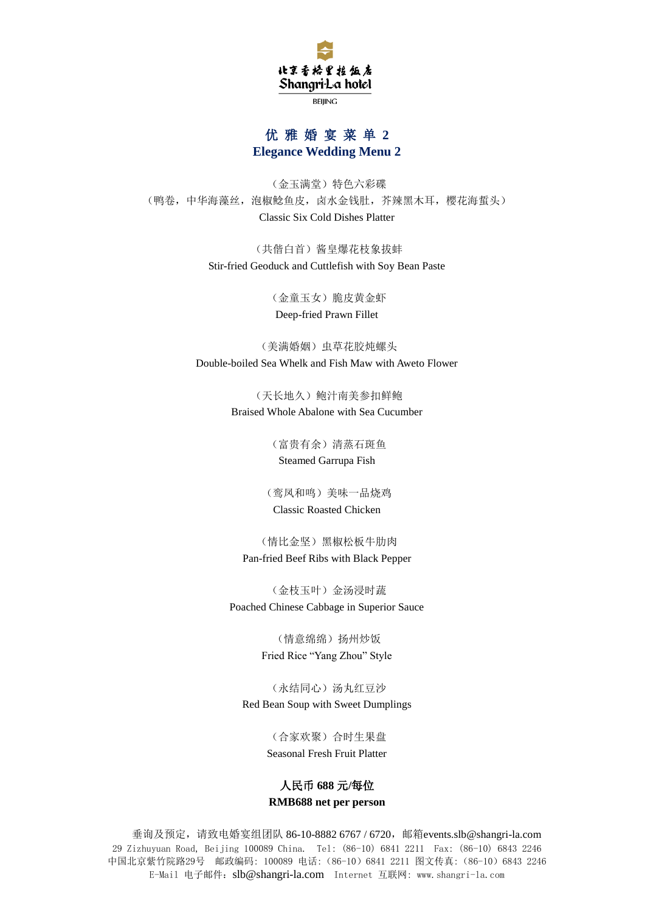北京香格里拉饭店
Shangri-La hotel
BEIJING

# 优 雅 婚 宴 菜 单 2
# Elegance Wedding Menu 2

（金玉满堂）特色六彩碟
（鸭卷，中华海藻丝，泡椒鲶鱼皮，卤水金钱肚，芥辣黑木耳，樱花海蜇头）
Classic Six Cold Dishes Platter

（共偕白首）酱皇爆花枝象拔蚌
Stir-fried Geoduck and Cuttlefish with Soy Bean Paste

（金童玉女）脆皮黄金虾
Deep-fried Prawn Fillet

（美满婚姻）虫草花胶炖螺头
Double-boiled Sea Whelk and Fish Maw with Aweto Flower

（天长地久）鲍汁南美参扣鲜鲍
Braised Whole Abalone with Sea Cucumber

（富贵有余）清蒸石斑鱼
Steamed Garrupa Fish

（鸾凤和鸣）美味一品烧鸡
Classic Roasted Chicken

（情比金坚）黑椒松板牛肋肉
Pan-fried Beef Ribs with Black Pepper

（金枝玉叶）金汤浸时蔬
Poached Chinese Cabbage in Superior Sauce

（情意绵绵）扬州炒饭
Fried Rice “Yang Zhou” Style

（永结同心）汤丸红豆沙
Red Bean Soup with Sweet Dumplings

（合家欢聚）合时生果盘
Seasonal Fresh Fruit Platter

**人民币 688 元/每位**
**RMB688 net per person**

垂询及预定，请致电婚宴组团队 86-10-8882 6767 / 6720，邮箱events.slb@shangri-la.com
29 Zizhuyuan Road, Beijing 100089 China. Tel: (86-10) 6841 2211 Fax: (86-10) 6843 2246
中国北京紫竹院路29号 邮政编码: 100089 电话: (86-10) 6841 2211 图文传真: (86-10) 6843 2246
E-Mail 电子邮件: slb@shangri-la.com Internet 互联网: www.shangri-la.com